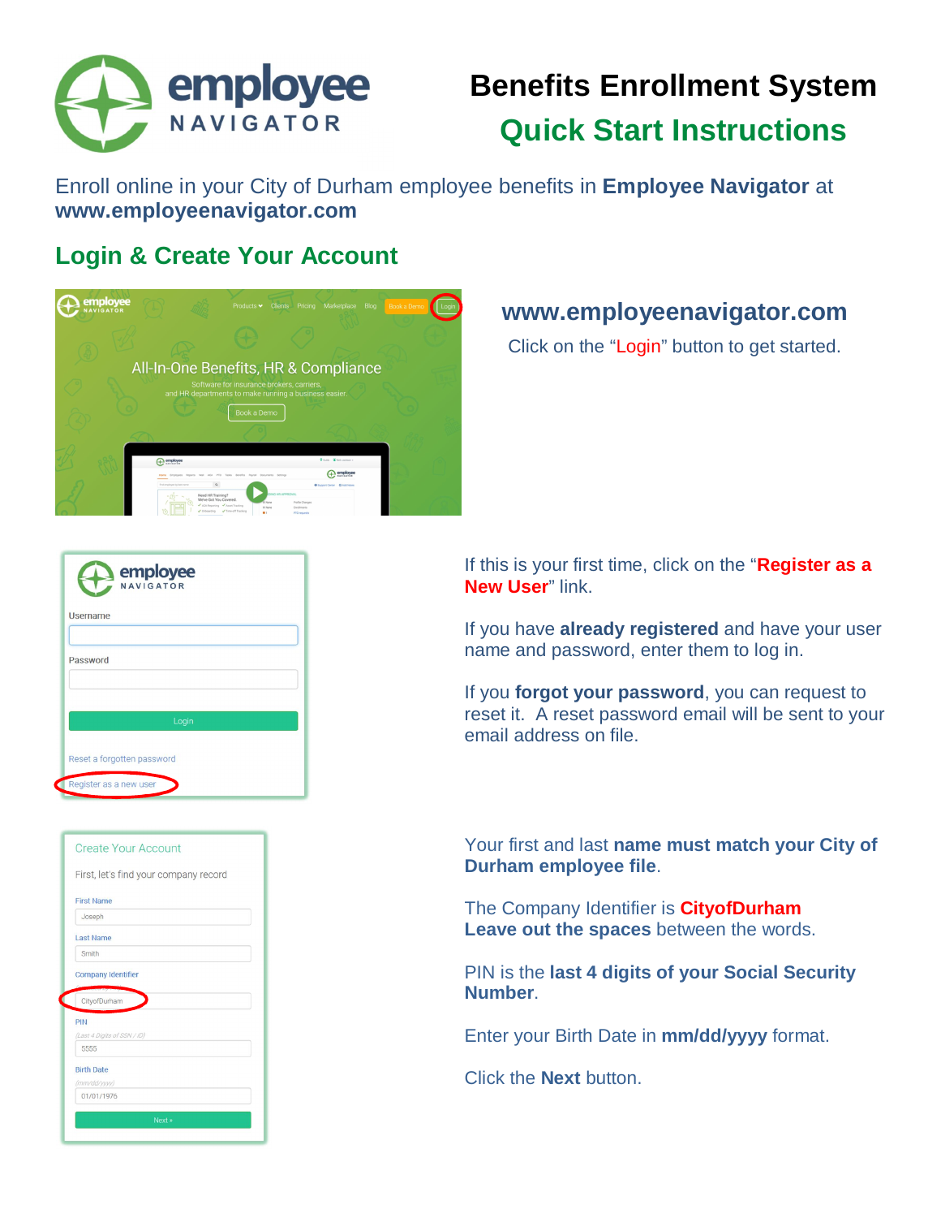# Benefits Enrollment System

## Quick Start Instructions

Enroll online in your City of Durham employee benefits in **Employee Navigator** at **www.employeenavigator.com**

## Login & Create Your Account

**www.employeenavigator.com**

Click on the "Login" button to get started.

If this is your first time, click on the "**Register as a New User**" link.

If you have **already registered** and have your user name and password, enter them to log in.

If you **forgot your password**, you can request to reset it. A reset password email will be sent to your email address on file.

Your first and last **name must match your City of Durham employee file**.

The Company Identifier is **CityofDurham**
**Leave out the spaces** between the words.

PIN is the **last 4 digits of your Social Security Number**.

Enter your Birth Date in **mm/dd/yyyy** format.

Click the **Next** button.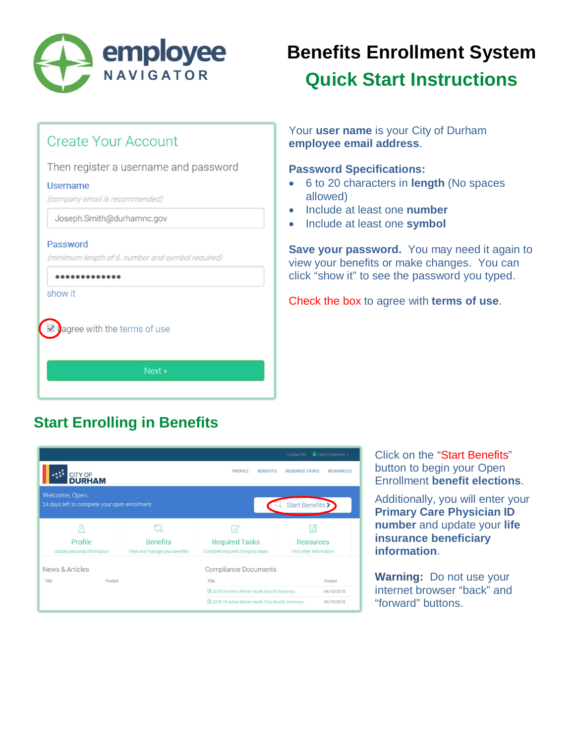# Benefits Enrollment System

## Quick Start Instructions

employee NAVIGATOR

### Create Your Account

Then register a username and password

Username
(company email is recommended)

Joseph.Smith@durhamnc.gov

Password
(minimum length of 6, number and symbol required)

show it

I agree with the terms of use

Next »

Your **user name** is your City of Durham **employee email address**.

**Password Specifications:**

- 6 to 20 characters in **length** (No spaces allowed)
- Include at least one **number**
- Include at least one **symbol**

**Save your password.** You may need it again to view your benefits or make changes. You can click "show it" to see the password you typed.

Check the box to agree with **terms of use**.

## Start Enrolling in Benefits

Click on the "Start Benefits" button to begin your Open Enrollment **benefit elections**.

Additionally, you will enter your **Primary Care Physician ID number** and update your **life insurance beneficiary information**.

**Warning:** Do not use your internet browser "back" and "forward" buttons.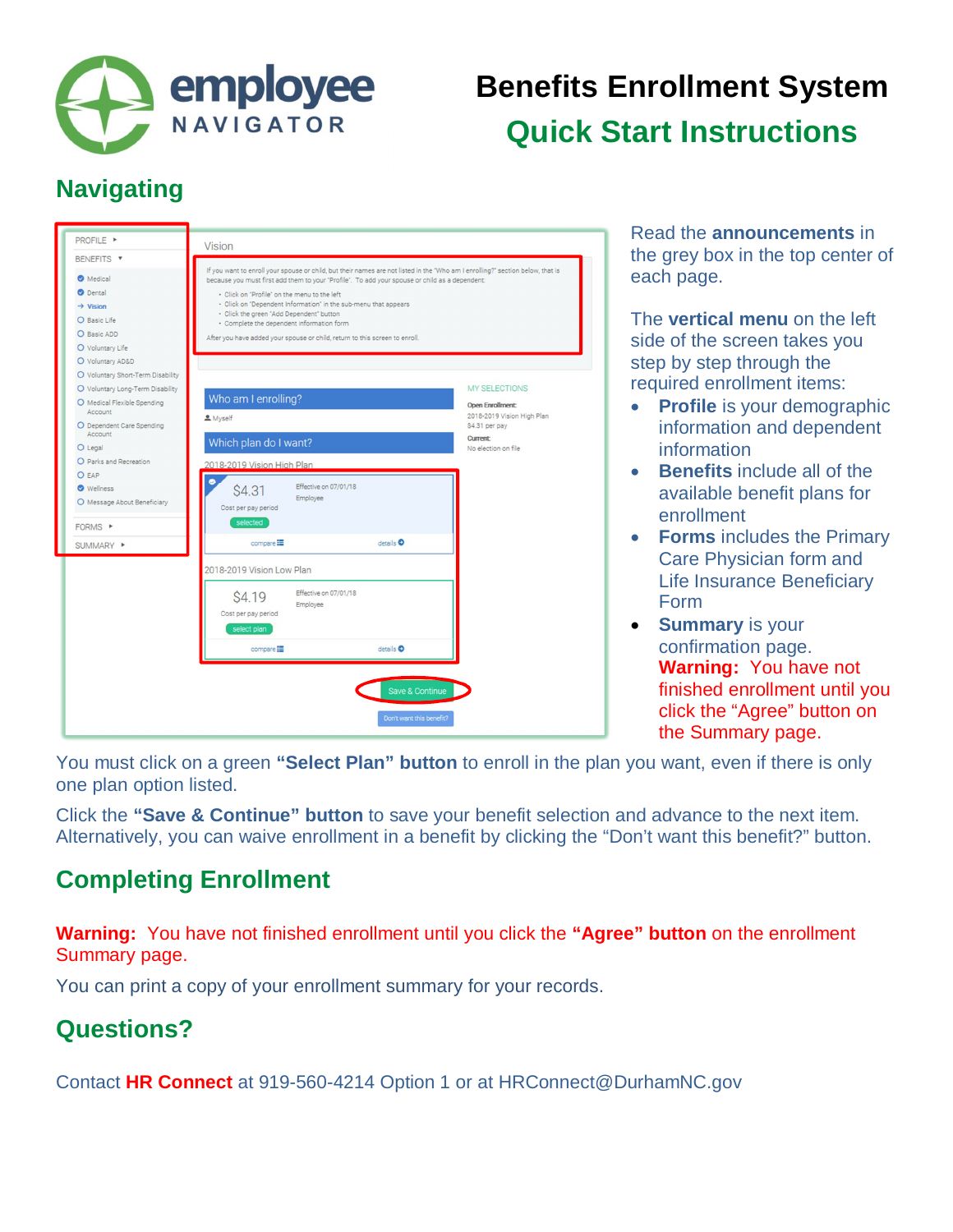# Benefits Enrollment System

## Quick Start Instructions

## Navigating

Read the **announcements** in the grey box in the top center of each page.

The **vertical menu** on the left side of the screen takes you step by step through the required enrollment items:

- **Profile** is your demographic information and dependent information
- **Benefits** include all of the available benefit plans for enrollment
- **Forms** includes the Primary Care Physician form and Life Insurance Beneficiary Form
- **Summary** is your confirmation page.
  **Warning:** You have not finished enrollment until you click the "Agree" button on the Summary page.

You must click on a green **"Select Plan" button** to enroll in the plan you want, even if there is only one plan option listed.

Click the **"Save & Continue" button** to save your benefit selection and advance to the next item. Alternatively, you can waive enrollment in a benefit by clicking the "Don't want this benefit?" button.

## Completing Enrollment

**Warning:** You have not finished enrollment until you click the **"Agree" button** on the enrollment Summary page.

You can print a copy of your enrollment summary for your records.

## Questions?

Contact **HR Connect** at 919-560-4214 Option 1 or at HRConnect@DurhamNC.gov